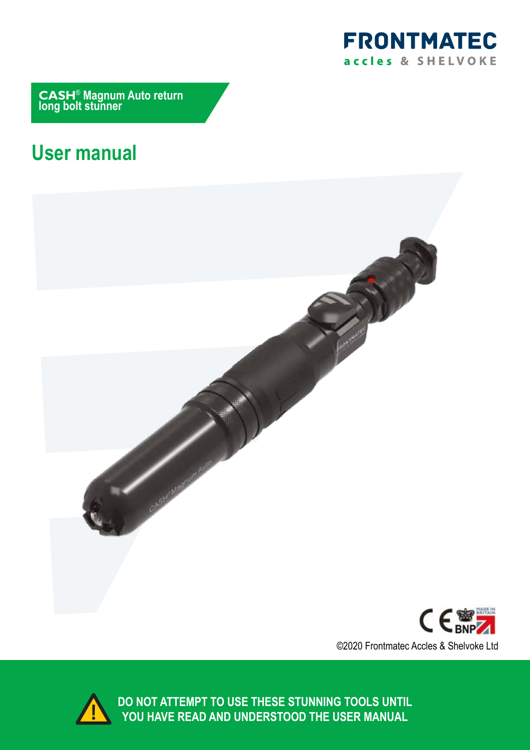FRONTMATEC
accles & SHELVOKE

**CASH® Magnum Auto return long bolt stunner**

# User manual

©2020 Frontmatec Accles & Shelvoke Ltd

**DO NOT ATTEMPT TO USE THESE STUNNING TOOLS UNTIL YOU HAVE READ AND UNDERSTOOD THE USER MANUAL**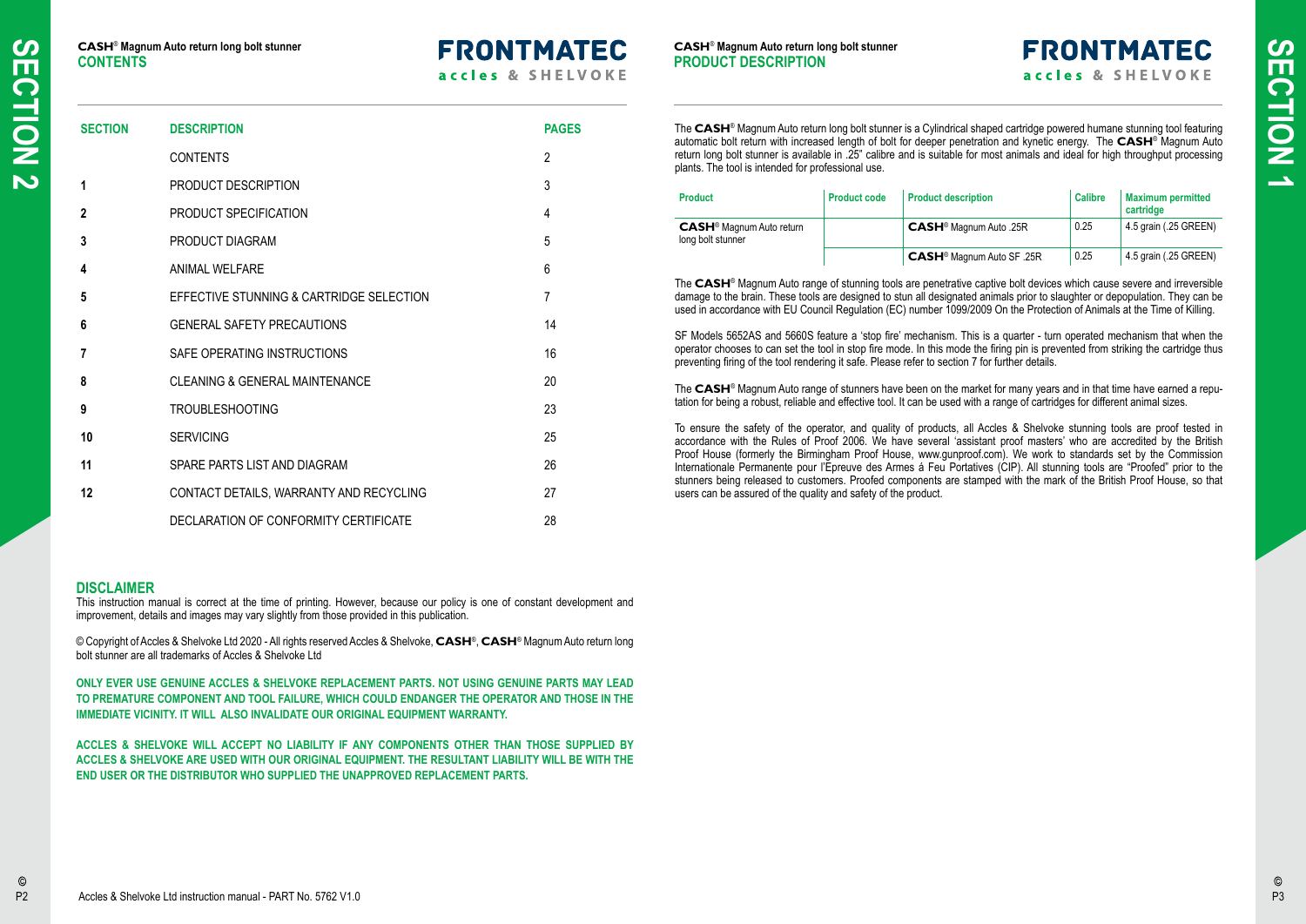# CONTENTS

| SECTION | DESCRIPTION | PAGES |
|---|---|---|
| | CONTENTS | 2 |
| 1 | PRODUCT DESCRIPTION | 3 |
| 2 | PRODUCT SPECIFICATION | 4 |
| 3 | PRODUCT DIAGRAM | 5 |
| 4 | ANIMAL WELFARE | 6 |
| 5 | EFFECTIVE STUNNING & CARTRIDGE SELECTION | 7 |
| 6 | GENERAL SAFETY PRECAUTIONS | 14 |
| 7 | SAFE OPERATING INSTRUCTIONS | 16 |
| 8 | CLEANING & GENERAL MAINTENANCE | 20 |
| 9 | TROUBLESHOOTING | 23 |
| 10 | SERVICING | 25 |
| 11 | SPARE PARTS LIST AND DIAGRAM | 26 |
| 12 | CONTACT DETAILS, WARRANTY AND RECYCLING | 27 |
| | DECLARATION OF CONFORMITY CERTIFICATE | 28 |

## DISCLAIMER

This instruction manual is correct at the time of printing. However, because our policy is one of constant development and improvement, details and images may vary slightly from those provided in this publication.

© Copyright of Accles & Shelvoke Ltd 2020 - All rights reserved Accles & Shelvoke, **CASH**®, **CASH**® Magnum Auto return long bolt stunner are all trademarks of Accles & Shelvoke Ltd

**ONLY EVER USE GENUINE ACCLES & SHELVOKE REPLACEMENT PARTS. NOT USING GENUINE PARTS MAY LEAD TO PREMATURE COMPONENT AND TOOL FAILURE, WHICH COULD ENDANGER THE OPERATOR AND THOSE IN THE IMMEDIATE VICINITY. IT WILL ALSO INVALIDATE OUR ORIGINAL EQUIPMENT WARRANTY.**

**ACCLES & SHELVOKE WILL ACCEPT NO LIABILITY IF ANY COMPONENTS OTHER THAN THOSE SUPPLIED BY ACCLES & SHELVOKE ARE USED WITH OUR ORIGINAL EQUIPMENT. THE RESULTANT LIABILITY WILL BE WITH THE END USER OR THE DISTRIBUTOR WHO SUPPLIED THE UNAPPROVED REPLACEMENT PARTS.**

# PRODUCT DESCRIPTION

The **CASH**® Magnum Auto return long bolt stunner is a Cylindrical shaped cartridge powered humane stunning tool featuring automatic bolt return with increased length of bolt for deeper penetration and kynetic energy. The **CASH**® Magnum Auto return long bolt stunner is available in .25" calibre and is suitable for most animals and ideal for high throughput processing plants. The tool is intended for professional use.

| Product | Product code | Product description | Calibre | Maximum permitted cartridge |
|---|---|---|---|---|
| **CASH**® Magnum Auto return long bolt stunner | | **CASH**® Magnum Auto .25R | 0.25 | 4.5 grain (.25 GREEN) |
| | | **CASH**® Magnum Auto SF .25R | 0.25 | 4.5 grain (.25 GREEN) |

The **CASH**® Magnum Auto range of stunning tools are penetrative captive bolt devices which cause severe and irreversible damage to the brain. These tools are designed to stun all designated animals prior to slaughter or depopulation. They can be used in accordance with EU Council Regulation (EC) number 1099/2009 On the Protection of Animals at the Time of Killing.

SF Models 5652AS and 5660S feature a 'stop fire' mechanism. This is a quarter - turn operated mechanism that when the operator chooses to can set the tool in stop fire mode. In this mode the firing pin is prevented from striking the cartridge thus preventing firing of the tool rendering it safe. Please refer to section 7 for further details.

The **CASH**® Magnum Auto range of stunners have been on the market for many years and in that time have earned a reputation for being a robust, reliable and effective tool. It can be used with a range of cartridges for different animal sizes.

To ensure the safety of the operator, and quality of products, all Accles & Shelvoke stunning tools are proof tested in accordance with the Rules of Proof 2006. We have several 'assistant proof masters' who are accredited by the British Proof House (formerly the Birmingham Proof House, www.gunproof.com). We work to standards set by the Commission Internationale Permanente pour l'Epreuve des Armes á Feu Portatives (CIP). All stunning tools are "Proofed" prior to the stunners being released to customers. Proofed components are stamped with the mark of the British Proof House, so that users can be assured of the quality and safety of the product.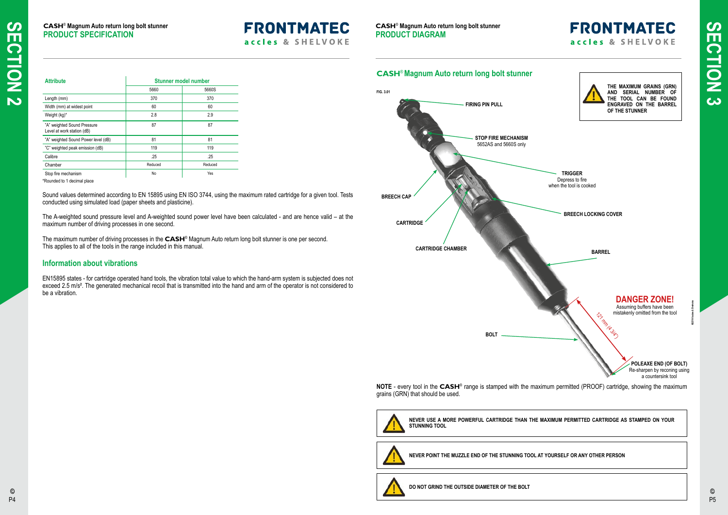**CASH® Magnum Auto return long bolt stunner**
## PRODUCT SPECIFICATION

| Attribute | Stunner model number | |
|---|---|---|
| | 5660 | 5660S |
| Length (mm) | 370 | 370 |
| Width (mm) at widest point | 60 | 60 |
| Weight (kg)* | 2.8 | 2.9 |
| "A" weighted Sound Pressure Level at work station (dB) | 87 | 87 |
| "A" weighted Sound Power level (dB) | 81 | 81 |
| "C" weighted peak emission (dB) | 119 | 119 |
| Calibre | .25 | .25 |
| Chamber | Reduced | Reduced |
| Stop fire mechanism | No | Yes |

*Rounded to 1 decimal place

Sound values determined according to EN 15895 using EN ISO 3744, using the maximum rated cartridge for a given tool. Tests conducted using simulated load (paper sheets and plasticine).

The A-weighted sound pressure level and A-weighted sound power level have been calculated - and are hence valid – at the maximum number of driving processes in one second.

The maximum number of driving processes in the **CASH**® Magnum Auto return long bolt stunner is one per second. This applies to all of the tools in the range included in this manual.

### Information about vibrations

EN15895 states - for cartridge operated hand tools, the vibration total value to which the hand-arm system is subjected does not exceed 2.5 m/s². The generated mechanical recoil that is transmitted into the hand and arm of the operator is not considered to be a vibration.

**CASH® Magnum Auto return long bolt stunner**
## PRODUCT DIAGRAM

### CASH® Magnum Auto return long bolt stunner

FIG. 3.01

**THE MAXIMUM GRAINS (GRN) AND SERIAL NUMBER OF THE TOOL CAN BE FOUND ENGRAVED ON THE BARREL OF THE STUNNER**

**FIRING PIN PULL**

**STOP FIRE MECHANISM**
5652AS and 5660S only

**TRIGGER**
Depress to fire when the tool is cooked

**BREECH CAP**

**BREECH LOCKING COVER**

**CARTRIDGE**

**CARTRIDGE CHAMBER**

**BARREL**

**DANGER ZONE!**
Assuming buffers have been mistakenly omitted from the tool

121 mm (4 3/4")

**BOLT**

**POLEAXE END (OF BOLT)**
Re-sharpen by reconing using a countersink tool

**NOTE** - every tool in the **CASH**® range is stamped with the maximum permitted (PROOF) cartridge, showing the maximum grains (GRN) that should be used.

**NEVER USE A MORE POWERFUL CARTRIDGE THAN THE MAXIMUM PERMITTED CARTRIDGE AS STAMPED ON YOUR STUNNING TOOL**

**NEVER POINT THE MUZZLE END OF THE STUNNING TOOL AT YOURSELF OR ANY OTHER PERSON**

**DO NOT GRIND THE OUTSIDE DIAMETER OF THE BOLT**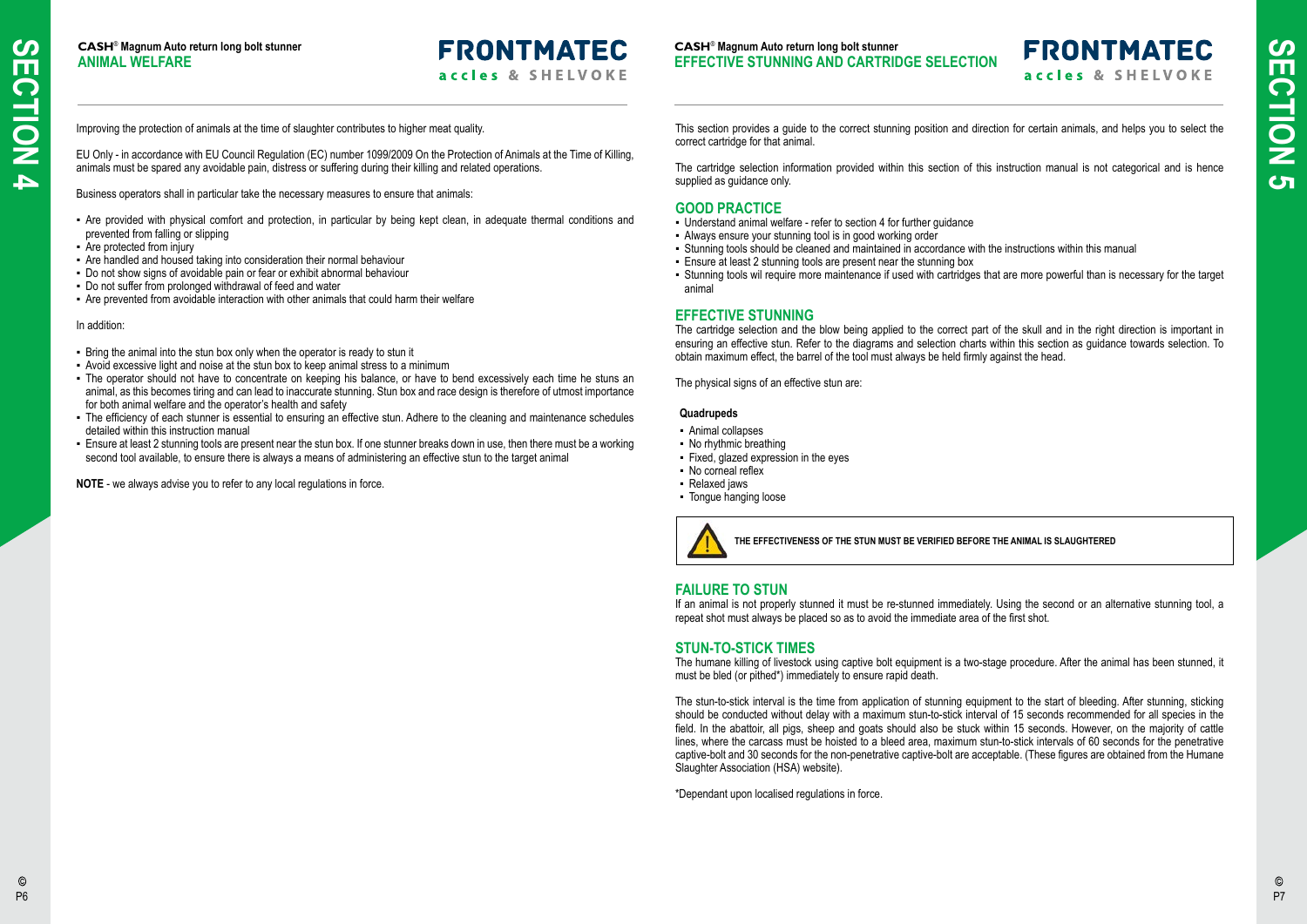# ANIMAL WELFARE

Improving the protection of animals at the time of slaughter contributes to higher meat quality.

EU Only - in accordance with EU Council Regulation (EC) number 1099/2009 On the Protection of Animals at the Time of Killing, animals must be spared any avoidable pain, distress or suffering during their killing and related operations.

Business operators shall in particular take the necessary measures to ensure that animals:

- Are provided with physical comfort and protection, in particular by being kept clean, in adequate thermal conditions and prevented from falling or slipping
- Are protected from injury
- Are handled and housed taking into consideration their normal behaviour
- Do not show signs of avoidable pain or fear or exhibit abnormal behaviour
- Do not suffer from prolonged withdrawal of feed and water
- Are prevented from avoidable interaction with other animals that could harm their welfare

In addition:

- Bring the animal into the stun box only when the operator is ready to stun it
- Avoid excessive light and noise at the stun box to keep animal stress to a minimum
- The operator should not have to concentrate on keeping his balance, or have to bend excessively each time he stuns an animal, as this becomes tiring and can lead to inaccurate stunning. Stun box and race design is therefore of utmost importance for both animal welfare and the operator's health and safety
- The efficiency of each stunner is essential to ensuring an effective stun. Adhere to the cleaning and maintenance schedules detailed within this instruction manual
- Ensure at least 2 stunning tools are present near the stun box. If one stunner breaks down in use, then there must be a working second tool available, to ensure there is always a means of administering an effective stun to the target animal

**NOTE** - we always advise you to refer to any local regulations in force.

# EFFECTIVE STUNNING AND CARTRIDGE SELECTION

This section provides a guide to the correct stunning position and direction for certain animals, and helps you to select the correct cartridge for that animal.

The cartridge selection information provided within this section of this instruction manual is not categorical and is hence supplied as guidance only.

## GOOD PRACTICE

- Understand animal welfare - refer to section 4 for further guidance
- Always ensure your stunning tool is in good working order
- Stunning tools should be cleaned and maintained in accordance with the instructions within this manual
- Ensure at least 2 stunning tools are present near the stunning box
- Stunning tools wil require more maintenance if used with cartridges that are more powerful than is necessary for the target animal

## EFFECTIVE STUNNING

The cartridge selection and the blow being applied to the correct part of the skull and in the right direction is important in ensuring an effective stun. Refer to the diagrams and selection charts within this section as guidance towards selection. To obtain maximum effect, the barrel of the tool must always be held firmly against the head.

The physical signs of an effective stun are:

**Quadrupeds**

- Animal collapses
- No rhythmic breathing
- Fixed, glazed expression in the eyes
- No corneal reflex
- Relaxed jaws
- Tongue hanging loose

**THE EFFECTIVENESS OF THE STUN MUST BE VERIFIED BEFORE THE ANIMAL IS SLAUGHTERED**

## FAILURE TO STUN

If an animal is not properly stunned it must be re-stunned immediately. Using the second or an alternative stunning tool, a repeat shot must always be placed so as to avoid the immediate area of the first shot.

## STUN-TO-STICK TIMES

The humane killing of livestock using captive bolt equipment is a two-stage procedure. After the animal has been stunned, it must be bled (or pithed*) immediately to ensure rapid death.

The stun-to-stick interval is the time from application of stunning equipment to the start of bleeding. After stunning, sticking should be conducted without delay with a maximum stun-to-stick interval of 15 seconds recommended for all species in the field. In the abattoir, all pigs, sheep and goats should also be stuck within 15 seconds. However, on the majority of cattle lines, where the carcass must be hoisted to a bleed area, maximum stun-to-stick intervals of 60 seconds for the penetrative captive-bolt and 30 seconds for the non-penetrative captive-bolt are acceptable. (These figures are obtained from the Humane Slaughter Association (HSA) website).

*Dependant upon localised regulations in force.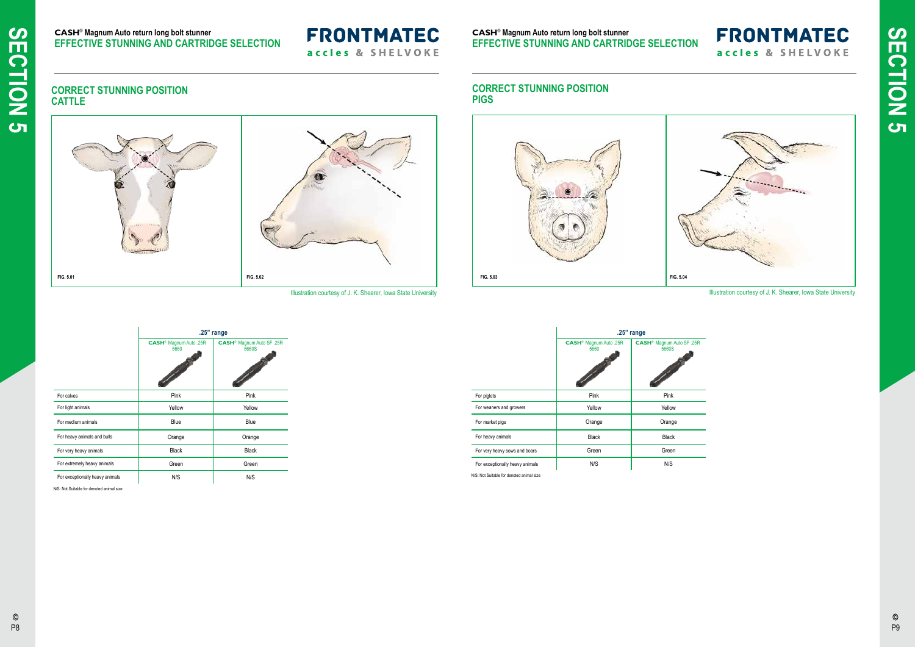## CORRECT STUNNING POSITION
## CATTLE

FIG. 5.01

FIG. 5.02

Illustration courtesy of J. K. Shearer, Iowa State University

| | .25" range | |
|---|---|---|
| | CASH® Magnum Auto .25R 5660 | CASH® Magnum Auto SF .25R 5660S |
| For calves | Pink | Pink |
| For light animals | Yellow | Yellow |
| For medium animals | Blue | Blue |
| For heavy animals and bulls | Orange | Orange |
| For very heavy animals | Black | Black |
| For extremely heavy animals | Green | Green |
| For exceptionally heavy animals | N/S | N/S |

N/S: Not Suitable for denoted animal size

## CORRECT STUNNING POSITION
## PIGS

FIG. 5.03

FIG. 5.04

Illustration courtesy of J. K. Shearer, Iowa State University

| | .25" range | |
|---|---|---|
| | CASH® Magnum Auto .25R 5660 | CASH® Magnum Auto SF .25R 5660S |
| For piglets | Pink | Pink |
| For weaners and growers | Yellow | Yellow |
| For market pigs | Orange | Orange |
| For heavy animals | Black | Black |
| For very heavy sows and boars | Green | Green |
| For exceptionally heavy animals | N/S | N/S |

N/S: Not Suitable for denoted animal size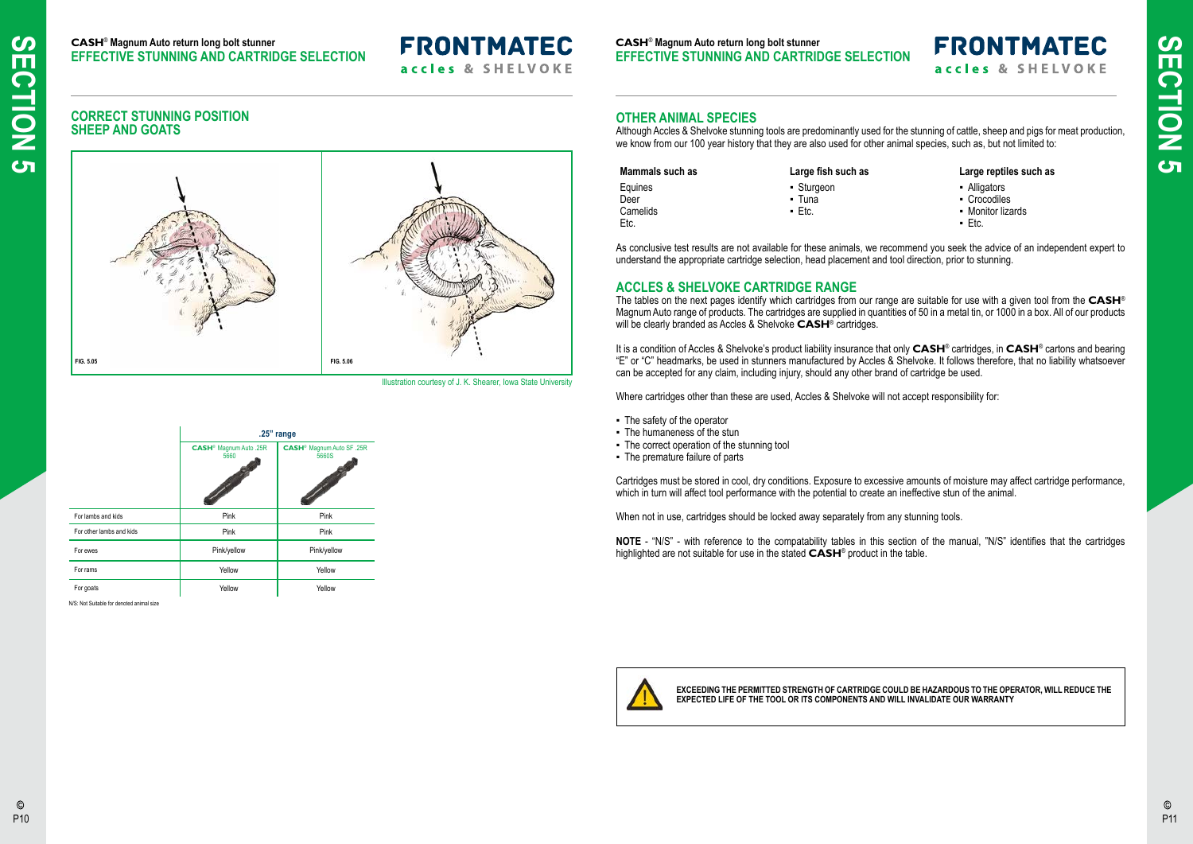## CORRECT STUNNING POSITION
## SHEEP AND GOATS

FIG. 5.05

FIG. 5.06

Illustration courtesy of J. K. Shearer, Iowa State University

| | .25" range | |
|---|---|---|
| | **CASH**® Magnum Auto .25R 5660 | **CASH**® Magnum Auto SF .25R 5660S |
| For lambs and kids | Pink | Pink |
| For other lambs and kids | Pink | Pink |
| For ewes | Pink/yellow | Pink/yellow |
| For rams | Yellow | Yellow |
| For goats | Yellow | Yellow |

N/S: Not Suitable for denoted animal size

## OTHER ANIMAL SPECIES

Although Accles & Shelvoke stunning tools are predominantly used for the stunning of cattle, sheep and pigs for meat production, we know from our 100 year history that they are also used for other animal species, such as, but not limited to:

**Mammals such as**

Equines
Deer
Camelids
Etc.

**Large fish such as**

- Sturgeon
- Tuna
- Etc.

**Large reptiles such as**

- Alligators
- Crocodiles
- Monitor lizards
- Etc.

As conclusive test results are not available for these animals, we recommend you seek the advice of an independent expert to understand the appropriate cartridge selection, head placement and tool direction, prior to stunning.

## ACCLES & SHELVOKE CARTRIDGE RANGE

The tables on the next pages identify which cartridges from our range are suitable for use with a given tool from the **CASH**® Magnum Auto range of products. The cartridges are supplied in quantities of 50 in a metal tin, or 1000 in a box. All of our products will be clearly branded as Accles & Shelvoke **CASH**® cartridges.

It is a condition of Accles & Shelvoke's product liability insurance that only **CASH**® cartridges, in **CASH**® cartons and bearing "E" or "C" headmarks, be used in stunners manufactured by Accles & Shelvoke. It follows therefore, that no liability whatsoever can be accepted for any claim, including injury, should any other brand of cartridge be used.

Where cartridges other than these are used, Accles & Shelvoke will not accept responsibility for:

- The safety of the operator
- The humaneness of the stun
- The correct operation of the stunning tool
- The premature failure of parts

Cartridges must be stored in cool, dry conditions. Exposure to excessive amounts of moisture may affect cartridge performance, which in turn will affect tool performance with the potential to create an ineffective stun of the animal.

When not in use, cartridges should be locked away separately from any stunning tools.

**NOTE** - "N/S" - with reference to the compatability tables in this section of the manual, "N/S" identifies that the cartridges highlighted are not suitable for use in the stated **CASH**® product in the table.

**EXCEEDING THE PERMITTED STRENGTH OF CARTRIDGE COULD BE HAZARDOUS TO THE OPERATOR, WILL REDUCE THE EXPECTED LIFE OF THE TOOL OR ITS COMPONENTS AND WILL INVALIDATE OUR WARRANTY**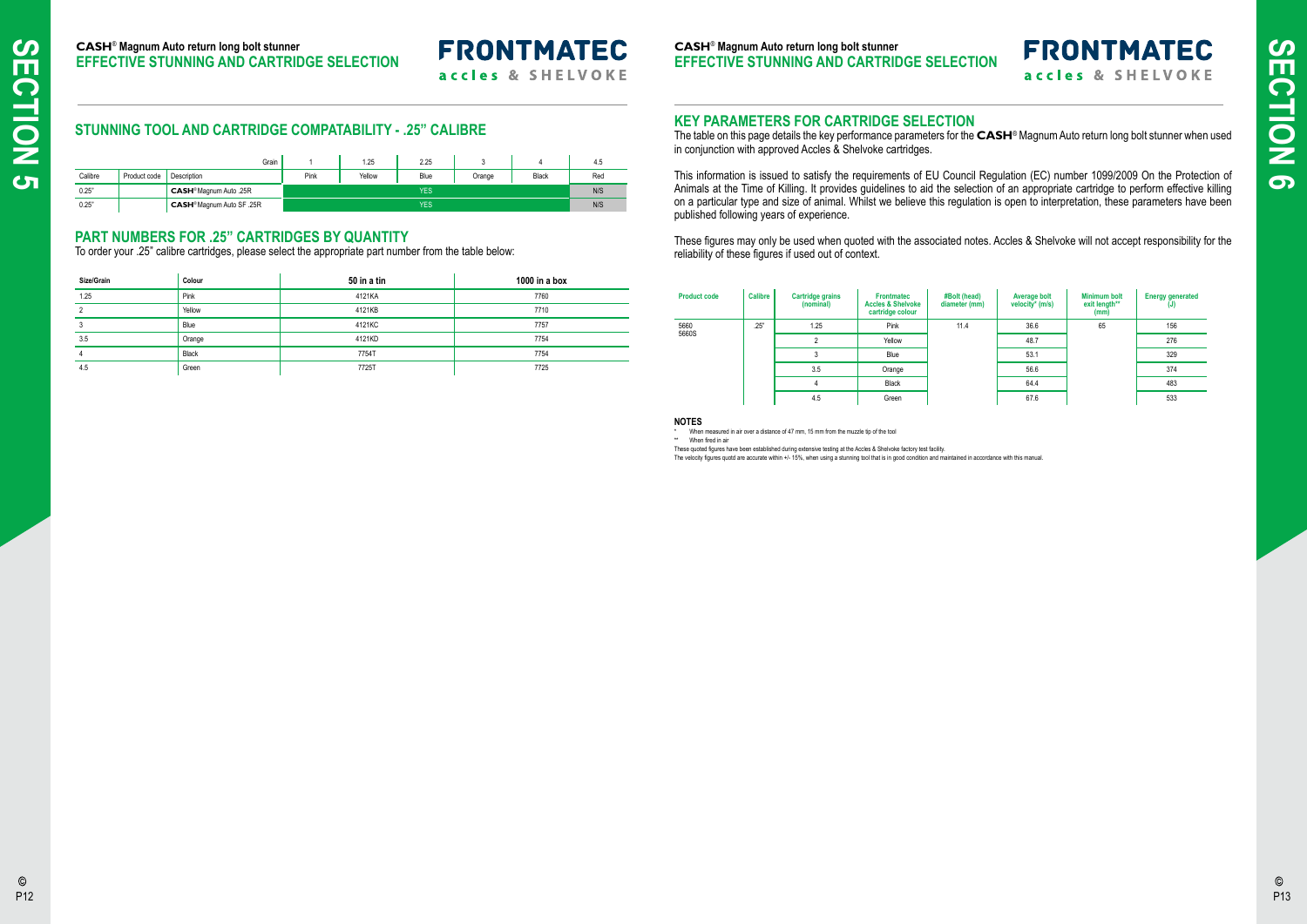## STUNNING TOOL AND CARTRIDGE COMPATABILITY - .25" CALIBRE

| | | Grain | 1 | 1.25 | 2.25 | 3 | 4 | 4.5 |
|---|---|---|---|---|---|---|---|---|
| Calibre | Product code | Description | Pink | Yellow | Blue | Orange | Black | Red |
| 0.25" | | CASH® Magnum Auto .25R | YES | | | | | N/S |
| 0.25" | | CASH® Magnum Auto SF .25R | YES | | | | | N/S |

## PART NUMBERS FOR .25" CARTRIDGES BY QUANTITY

To order your .25" calibre cartridges, please select the appropriate part number from the table below:

| Size/Grain | Colour | 50 in a tin | 1000 in a box |
|---|---|---|---|
| 1.25 | Pink | 4121KA | 7760 |
| 2 | Yellow | 4121KB | 7710 |
| 3 | Blue | 4121KC | 7757 |
| 3.5 | Orange | 4121KD | 7754 |
| 4 | Black | 7754T | 7754 |
| 4.5 | Green | 7725T | 7725 |

## KEY PARAMETERS FOR CARTRIDGE SELECTION

The table on this page details the key performance parameters for the CASH® Magnum Auto return long bolt stunner when used in conjunction with approved Accles & Shelvoke cartridges.

This information is issued to satisfy the requirements of EU Council Regulation (EC) number 1099/2009 On the Protection of Animals at the Time of Killing. It provides guidelines to aid the selection of an appropriate cartridge to perform effective killing on a particular type and size of animal. Whilst we believe this regulation is open to interpretation, these parameters have been published following years of experience.

These figures may only be used when quoted with the associated notes. Accles & Shelvoke will not accept responsibility for the reliability of these figures if used out of context.

| Product code | Calibre | Cartridge grains (nominal) | Frontmatec Accles & Shelvoke cartridge colour | #Bolt (head) diameter (mm) | Average bolt velocity* (m/s) | Minimum bolt exit length** (mm) | Energy generated (J) |
|---|---|---|---|---|---|---|---|
| 5660 5660S | .25" | 1.25 | Pink | 11.4 | 36.6 | 65 | 156 |
| | | 2 | Yellow | | 48.7 | | 276 |
| | | 3 | Blue | | 53.1 | | 329 |
| | | 3.5 | Orange | | 56.6 | | 374 |
| | | 4 | Black | | 64.4 | | 483 |
| | | 4.5 | Green | | 67.6 | | 533 |

**NOTES**

\* When measured in air over a distance of 47 mm, 15 mm from the muzzle tip of the tool

\*\* When fired in air

These quoted figures have been established during extensive testing at the Accles & Shelvoke factory test facility.

The velocity figures quotd are accurate within +/- 15%, when using a stunning tool that is in good condition and maintained in accordance with this manual.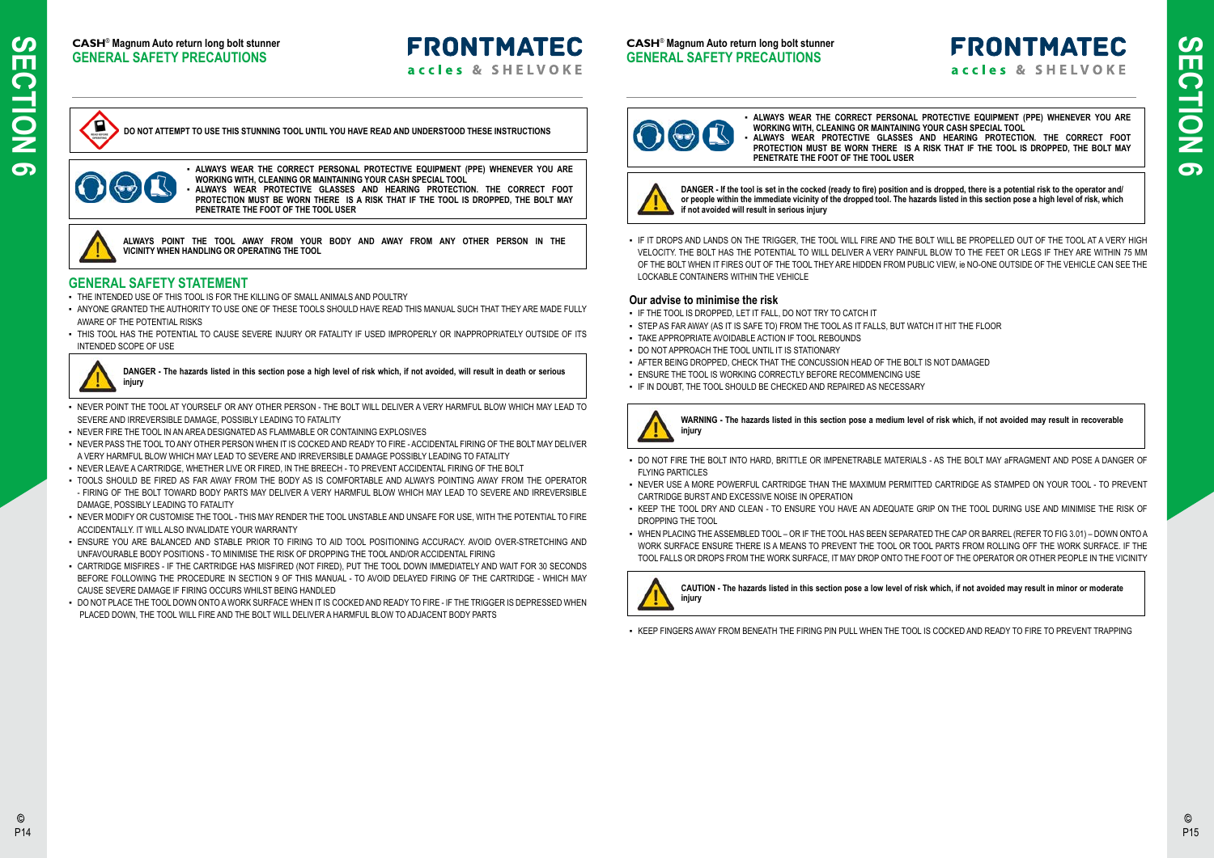**DO NOT ATTEMPT TO USE THIS STUNNING TOOL UNTIL YOU HAVE READ AND UNDERSTOOD THESE INSTRUCTIONS**

- **ALWAYS WEAR THE CORRECT PERSONAL PROTECTIVE EQUIPMENT (PPE) WHENEVER YOU ARE WORKING WITH, CLEANING OR MAINTAINING YOUR CASH SPECIAL TOOL**
- **ALWAYS WEAR PROTECTIVE GLASSES AND HEARING PROTECTION. THE CORRECT FOOT PROTECTION MUST BE WORN THERE IS A RISK THAT IF THE TOOL IS DROPPED, THE BOLT MAY PENETRATE THE FOOT OF THE TOOL USER**

**ALWAYS POINT THE TOOL AWAY FROM YOUR BODY AND AWAY FROM ANY OTHER PERSON IN THE VICINITY WHEN HANDLING OR OPERATING THE TOOL**

## GENERAL SAFETY STATEMENT

- THE INTENDED USE OF THIS TOOL IS FOR THE KILLING OF SMALL ANIMALS AND POULTRY
- ANYONE GRANTED THE AUTHORITY TO USE ONE OF THESE TOOLS SHOULD HAVE READ THIS MANUAL SUCH THAT THEY ARE MADE FULLY AWARE OF THE POTENTIAL RISKS
- THIS TOOL HAS THE POTENTIAL TO CAUSE SEVERE INJURY OR FATALITY IF USED IMPROPERLY OR INAPPROPRIATELY OUTSIDE OF ITS INTENDED SCOPE OF USE

**DANGER - The hazards listed in this section pose a high level of risk which, if not avoided, will result in death or serious injury**

- NEVER POINT THE TOOL AT YOURSELF OR ANY OTHER PERSON - THE BOLT WILL DELIVER A VERY HARMFUL BLOW WHICH MAY LEAD TO SEVERE AND IRREVERSIBLE DAMAGE, POSSIBLY LEADING TO FATALITY
- NEVER FIRE THE TOOL IN AN AREA DESIGNATED AS FLAMMABLE OR CONTAINING EXPLOSIVES
- NEVER PASS THE TOOL TO ANY OTHER PERSON WHEN IT IS COCKED AND READY TO FIRE - ACCIDENTAL FIRING OF THE BOLT MAY DELIVER A VERY HARMFUL BLOW WHICH MAY LEAD TO SEVERE AND IRREVERSIBLE DAMAGE POSSIBLY LEADING TO FATALITY
- NEVER LEAVE A CARTRIDGE, WHETHER LIVE OR FIRED, IN THE BREECH - TO PREVENT ACCIDENTAL FIRING OF THE BOLT
- TOOLS SHOULD BE FIRED AS FAR AWAY FROM THE BODY AS IS COMFORTABLE AND ALWAYS POINTING AWAY FROM THE OPERATOR - FIRING OF THE BOLT TOWARD BODY PARTS MAY DELIVER A VERY HARMFUL BLOW WHICH MAY LEAD TO SEVERE AND IRREVERSIBLE DAMAGE, POSSIBLY LEADING TO FATALITY
- NEVER MODIFY OR CUSTOMISE THE TOOL - THIS MAY RENDER THE TOOL UNSTABLE AND UNSAFE FOR USE, WITH THE POTENTIAL TO FIRE ACCIDENTALLY. IT WILL ALSO INVALIDATE YOUR WARRANTY
- ENSURE YOU ARE BALANCED AND STABLE PRIOR TO FIRING TO AID TOOL POSITIONING ACCURACY. AVOID OVER-STRETCHING AND UNFAVOURABLE BODY POSITIONS - TO MINIMISE THE RISK OF DROPPING THE TOOL AND/OR ACCIDENTAL FIRING
- CARTRIDGE MISFIRES - IF THE CARTRIDGE HAS MISFIRED (NOT FIRED), PUT THE TOOL DOWN IMMEDIATELY AND WAIT FOR 30 SECONDS BEFORE FOLLOWING THE PROCEDURE IN SECTION 9 OF THIS MANUAL - TO AVOID DELAYED FIRING OF THE CARTRIDGE - WHICH MAY CAUSE SEVERE DAMAGE IF FIRING OCCURS WHILST BEING HANDLED
- DO NOT PLACE THE TOOL DOWN ONTO A WORK SURFACE WHEN IT IS COCKED AND READY TO FIRE - IF THE TRIGGER IS DEPRESSED WHEN PLACED DOWN, THE TOOL WILL FIRE AND THE BOLT WILL DELIVER A HARMFUL BLOW TO ADJACENT BODY PARTS

- **ALWAYS WEAR THE CORRECT PERSONAL PROTECTIVE EQUIPMENT (PPE) WHENEVER YOU ARE WORKING WITH, CLEANING OR MAINTAINING YOUR CASH SPECIAL TOOL**
- **ALWAYS WEAR PROTECTIVE GLASSES AND HEARING PROTECTION. THE CORRECT FOOT PROTECTION MUST BE WORN THERE IS A RISK THAT IF THE TOOL IS DROPPED, THE BOLT MAY PENETRATE THE FOOT OF THE TOOL USER**

**DANGER - If the tool is set in the cocked (ready to fire) position and is dropped, there is a potential risk to the operator and/or people within the immediate vicinity of the dropped tool. The hazards listed in this section pose a high level of risk, which if not avoided will result in serious injury**

- IF IT DROPS AND LANDS ON THE TRIGGER, THE TOOL WILL FIRE AND THE BOLT WILL BE PROPELLED OUT OF THE TOOL AT A VERY HIGH VELOCITY. THE BOLT HAS THE POTENTIAL TO WILL DELIVER A VERY PAINFUL BLOW TO THE FEET OR LEGS IF THEY ARE WITHIN 75 MM OF THE BOLT WHEN IT FIRES OUT OF THE TOOL THEY ARE HIDDEN FROM PUBLIC VIEW, ie NO-ONE OUTSIDE OF THE VEHICLE CAN SEE THE LOCKABLE CONTAINERS WITHIN THE VEHICLE

### Our advise to minimise the risk

- IF THE TOOL IS DROPPED, LET IT FALL, DO NOT TRY TO CATCH IT
- STEP AS FAR AWAY (AS IT IS SAFE TO) FROM THE TOOL AS IT FALLS, BUT WATCH IT HIT THE FLOOR
- TAKE APPROPRIATE AVOIDABLE ACTION IF TOOL REBOUNDS
- DO NOT APPROACH THE TOOL UNTIL IT IS STATIONARY
- AFTER BEING DROPPED, CHECK THAT THE CONCUSSION HEAD OF THE BOLT IS NOT DAMAGED
- ENSURE THE TOOL IS WORKING CORRECTLY BEFORE RECOMMENCING USE
- IF IN DOUBT, THE TOOL SHOULD BE CHECKED AND REPAIRED AS NECESSARY

**WARNING - The hazards listed in this section pose a medium level of risk which, if not avoided may result in recoverable injury**

- DO NOT FIRE THE BOLT INTO HARD, BRITTLE OR IMPENETRABLE MATERIALS - AS THE BOLT MAY aFRAGMENT AND POSE A DANGER OF FLYING PARTICLES
- NEVER USE A MORE POWERFUL CARTRIDGE THAN THE MAXIMUM PERMITTED CARTRIDGE AS STAMPED ON YOUR TOOL - TO PREVENT CARTRIDGE BURST AND EXCESSIVE NOISE IN OPERATION
- KEEP THE TOOL DRY AND CLEAN - TO ENSURE YOU HAVE AN ADEQUATE GRIP ON THE TOOL DURING USE AND MINIMISE THE RISK OF DROPPING THE TOOL
- WHEN PLACING THE ASSEMBLED TOOL – OR IF THE TOOL HAS BEEN SEPARATED THE CAP OR BARREL (REFER TO FIG 3.01) – DOWN ONTO A WORK SURFACE ENSURE THERE IS A MEANS TO PREVENT THE TOOL OR TOOL PARTS FROM ROLLING OFF THE WORK SURFACE. IF THE TOOL FALLS OR DROPS FROM THE WORK SURFACE, IT MAY DROP ONTO THE FOOT OF THE OPERATOR OR OTHER PEOPLE IN THE VICINITY

**CAUTION - The hazards listed in this section pose a low level of risk which, if not avoided may result in minor or moderate injury**

- KEEP FINGERS AWAY FROM BENEATH THE FIRING PIN PULL WHEN THE TOOL IS COCKED AND READY TO FIRE TO PREVENT TRAPPING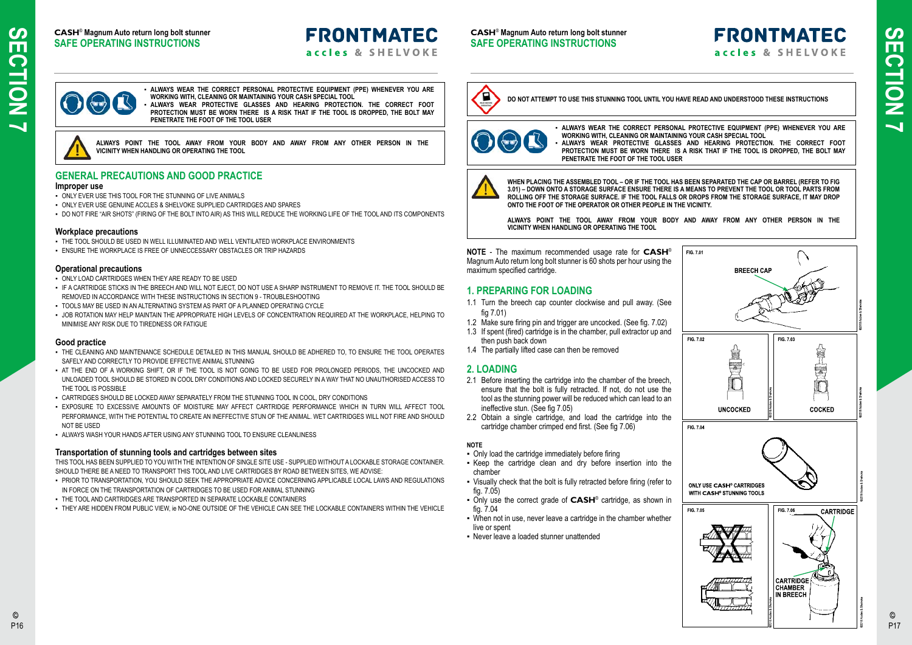- **ALWAYS WEAR THE CORRECT PERSONAL PROTECTIVE EQUIPMENT (PPE) WHENEVER YOU ARE WORKING WITH, CLEANING OR MAINTAINING YOUR CASH SPECIAL TOOL**
- **ALWAYS WEAR PROTECTIVE GLASSES AND HEARING PROTECTION. THE CORRECT FOOT PROTECTION MUST BE WORN THERE IS A RISK THAT IF THE TOOL IS DROPPED, THE BOLT MAY PENETRATE THE FOOT OF THE TOOL USER**

**ALWAYS POINT THE TOOL AWAY FROM YOUR BODY AND AWAY FROM ANY OTHER PERSON IN THE VICINITY WHEN HANDLING OR OPERATING THE TOOL**

## GENERAL PRECAUTIONS AND GOOD PRACTICE

### Improper use

- ONLY EVER USE THIS TOOL FOR THE STUNNING OF LIVE ANIMALS
- ONLY EVER USE GENUINE ACCLES & SHELVOKE SUPPLIED CARTRIDGES AND SPARES
- DO NOT FIRE "AIR SHOTS" (FIRING OF THE BOLT INTO AIR) AS THIS WILL REDUCE THE WORKING LIFE OF THE TOOL AND ITS COMPONENTS

### Workplace precautions

- THE TOOL SHOULD BE USED IN WELL ILLUMINATED AND WELL VENTILATED WORKPLACE ENVIRONMENTS
- ENSURE THE WORKPLACE IS FREE OF UNNECCESSARY OBSTACLES OR TRIP HAZARDS

### Operational precautions

- ONLY LOAD CARTRIDGES WHEN THEY ARE READY TO BE USED
- IF A CARTRIDGE STICKS IN THE BREECH AND WILL NOT EJECT, DO NOT USE A SHARP INSTRUMENT TO REMOVE IT. THE TOOL SHOULD BE REMOVED IN ACCORDANCE WITH THESE INSTRUCTIONS IN SECTION 9 - TROUBLESHOOTING
- TOOLS MAY BE USED IN AN ALTERNATING SYSTEM AS PART OF A PLANNED OPERATING CYCLE
- JOB ROTATION MAY HELP MAINTAIN THE APPROPRIATE HIGH LEVELS OF CONCENTRATION REQUIRED AT THE WORKPLACE, HELPING TO MINIMISE ANY RISK DUE TO TIREDNESS OR FATIGUE

### Good practice

- THE CLEANING AND MAINTENANCE SCHEDULE DETAILED IN THIS MANUAL SHOULD BE ADHERED TO, TO ENSURE THE TOOL OPERATES SAFELY AND CORRECTLY TO PROVIDE EFFECTIVE ANIMAL STUNNING
- AT THE END OF A WORKING SHIFT, OR IF THE TOOL IS NOT GOING TO BE USED FOR PROLONGED PERIODS, THE UNCOCKED AND UNLOADED TOOL SHOULD BE STORED IN COOL DRY CONDITIONS AND LOCKED SECURELY IN A WAY THAT NO UNAUTHORISED ACCESS TO THE TOOL IS POSSIBLE
- CARTRIDGES SHOULD BE LOCKED AWAY SEPARATELY FROM THE STUNNING TOOL IN COOL, DRY CONDITIONS
- EXPOSURE TO EXCESSIVE AMOUNTS OF MOISTURE MAY AFFECT CARTRIDGE PERFORMANCE WHICH IN TURN WILL AFFECT TOOL PERFORMANCE, WITH THE POTENTIAL TO CREATE AN INEFFECTIVE STUN OF THE ANIMAL. WET CARTRIDGES WILL NOT FIRE AND SHOULD NOT BE USED
- ALWAYS WASH YOUR HANDS AFTER USING ANY STUNNING TOOL TO ENSURE CLEANLINESS

### Transportation of stunning tools and cartridges between sites

THIS TOOL HAS BEEN SUPPLIED TO YOU WITH THE INTENTION OF SINGLE SITE USE - SUPPLIED WITHOUT A LOCKABLE STORAGE CONTAINER. SHOULD THERE BE A NEED TO TRANSPORT THIS TOOL AND LIVE CARTRIDGES BY ROAD BETWEEN SITES, WE ADVISE:

- PRIOR TO TRANSPORTATION, YOU SHOULD SEEK THE APPROPRIATE ADVICE CONCERNING APPLICABLE LOCAL LAWS AND REGULATIONS IN FORCE ON THE TRANSPORTATION OF CARTRIDGES TO BE USED FOR ANIMAL STUNNING
- THE TOOL AND CARTRIDGES ARE TRANSPORTED IN SEPARATE LOCKABLE CONTAINERS
- THEY ARE HIDDEN FROM PUBLIC VIEW, ie NO-ONE OUTSIDE OF THE VEHICLE CAN SEE THE LOCKABLE CONTAINERS WITHIN THE VEHICLE

**DO NOT ATTEMPT TO USE THIS STUNNING TOOL UNTIL YOU HAVE READ AND UNDERSTOOD THESE INSTRUCTIONS**

- **ALWAYS WEAR THE CORRECT PERSONAL PROTECTIVE EQUIPMENT (PPE) WHENEVER YOU ARE WORKING WITH, CLEANING OR MAINTAINING YOUR CASH SPECIAL TOOL**
- **ALWAYS WEAR PROTECTIVE GLASSES AND HEARING PROTECTION. THE CORRECT FOOT PROTECTION MUST BE WORN THERE IS A RISK THAT IF THE TOOL IS DROPPED, THE BOLT MAY PENETRATE THE FOOT OF THE TOOL USER**

**WHEN PLACING THE ASSEMBLED TOOL – OR IF THE TOOL HAS BEEN SEPARATED THE CAP OR BARREL (REFER TO FIG 3.01) – DOWN ONTO A STORAGE SURFACE ENSURE THERE IS A MEANS TO PREVENT THE TOOL OR TOOL PARTS FROM ROLLING OFF THE STORAGE SURFACE. IF THE TOOL FALLS OR DROPS FROM THE STORAGE SURFACE, IT MAY DROP ONTO THE FOOT OF THE OPERATOR OR OTHER PEOPLE IN THE VICINITY.**

**ALWAYS POINT THE TOOL AWAY FROM YOUR BODY AND AWAY FROM ANY OTHER PERSON IN THE VICINITY WHEN HANDLING OR OPERATING THE TOOL**

**NOTE** - The maximum recommended usage rate for **CASH**® Magnum Auto return long bolt stunner is 60 shots per hour using the maximum specified cartridge.

## 1. PREPARING FOR LOADING

1.1 Turn the breech cap counter clockwise and pull away. (See fig 7.01)

1.2 Make sure firing pin and trigger are uncocked. (See fig. 7.02)

1.3 If spent (fired) cartridge is in the chamber, pull extractor up and then push back down

1.4 The partially lifted case can then be removed

## 2. LOADING

2.1 Before inserting the cartridge into the chamber of the breech, ensure that the bolt is fully retracted. If not, do not use the tool as the stunning power will be reduced which can lead to an ineffective stun. (See fig 7.05)

2.2 Obtain a single cartridge, and load the cartridge into the cartridge chamber crimped end first. (See fig 7.06)

**NOTE**

- Only load the cartridge immediately before firing
- Keep the cartridge clean and dry before insertion into the chamber
- Visually check that the bolt is fully retracted before firing (refer to fig. 7.05)
- Only use the correct grade of **CASH**® cartridge, as shown in fig. 7.04
- When not in use, never leave a cartridge in the chamber whether live or spent
- Never leave a loaded stunner unattended

FIG. 7.01 — BREECH CAP

FIG. 7.02 — UNCOCKED

FIG. 7.03 — COCKED

FIG. 7.04 — ONLY USE CASH® CARTRIDGES WITH CASH® STUNNING TOOLS

FIG. 7.05

FIG. 7.06 — CARTRIDGE; CARTRIDGE CHAMBER IN BREECH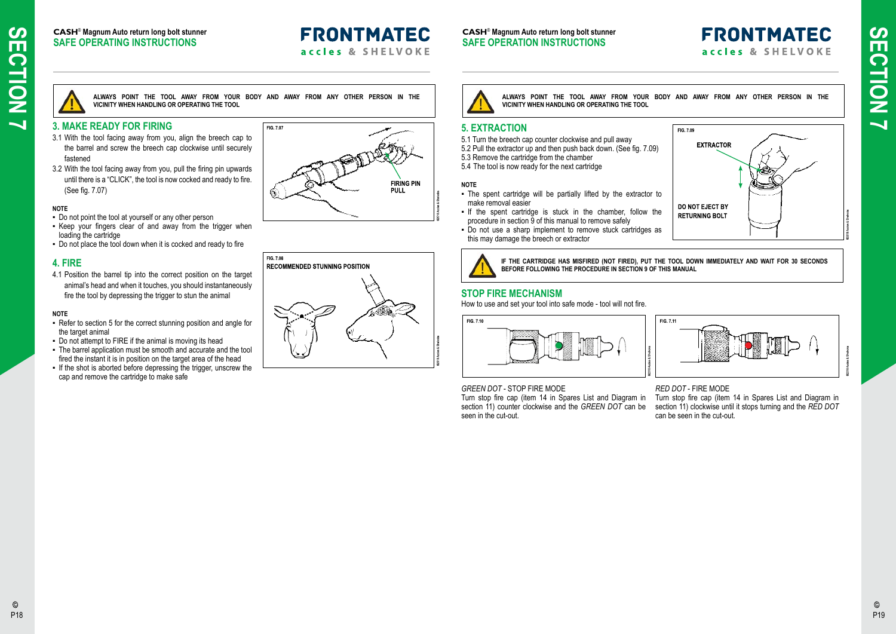**CASH® Magnum Auto return long bolt stunner**
**SAFE OPERATING INSTRUCTIONS**

**ALWAYS POINT THE TOOL AWAY FROM YOUR BODY AND AWAY FROM ANY OTHER PERSON IN THE VICINITY WHEN HANDLING OR OPERATING THE TOOL**

## 3. MAKE READY FOR FIRING

3.1 With the tool facing away from you, align the breech cap to the barrel and screw the breech cap clockwise until securely fastened

3.2 With the tool facing away from you, pull the firing pin upwards until there is a "CLICK", the tool is now cocked and ready to fire. (See fig. 7.07)

**NOTE**

- Do not point the tool at yourself or any other person
- Keep your fingers clear of and away from the trigger when loading the cartridge
- Do not place the tool down when it is cocked and ready to fire

FIG. 7.07

FIRING PIN PULL

## 4. FIRE

4.1 Position the barrel tip into the correct position on the target animal's head and when it touches, you should instantaneously fire the tool by depressing the trigger to stun the animal

**NOTE**

- Refer to section 5 for the correct stunning position and angle for the target animal
- Do not attempt to FIRE if the animal is moving its head
- The barrel application must be smooth and accurate and the tool fired the instant it is in position on the target area of the head
- If the shot is aborted before depressing the trigger, unscrew the cap and remove the cartridge to make safe

FIG. 7.08
RECOMMENDED STUNNING POSITION

**CASH® Magnum Auto return long bolt stunner**
**SAFE OPERATION INSTRUCTIONS**

**ALWAYS POINT THE TOOL AWAY FROM YOUR BODY AND AWAY FROM ANY OTHER PERSON IN THE VICINITY WHEN HANDLING OR OPERATING THE TOOL**

## 5. EXTRACTION

5.1 Turn the breech cap counter clockwise and pull away
5.2 Pull the extractor up and then push back down. (See fig. 7.09)
5.3 Remove the cartridge from the chamber
5.4 The tool is now ready for the next cartridge

**NOTE**

- The spent cartridge will be partially lifted by the extractor to make removal easier
- If the spent cartridge is stuck in the chamber, follow the procedure in section 9 of this manual to remove safely
- Do not use a sharp implement to remove stuck cartridges as this may damage the breech or extractor

FIG. 7.09

EXTRACTOR

DO NOT EJECT BY RETURNING BOLT

**IF THE CARTRIDGE HAS MISFIRED (NOT FIRED), PUT THE TOOL DOWN IMMEDIATELY AND WAIT FOR 30 SECONDS BEFORE FOLLOWING THE PROCEDURE IN SECTION 9 OF THIS MANUAL**

## STOP FIRE MECHANISM

How to use and set your tool into safe mode - tool will not fire.

FIG. 7.10

FIG. 7.11

*GREEN DOT* - STOP FIRE MODE
Turn stop fire cap (item 14 in Spares List and Diagram in section 11) counter clockwise and the *GREEN DOT* can be seen in the cut-out.

*RED DOT* - FIRE MODE
Turn stop fire cap (item 14 in Spares List and Diagram in section 11) clockwise until it stops turning and the *RED DOT* can be seen in the cut-out.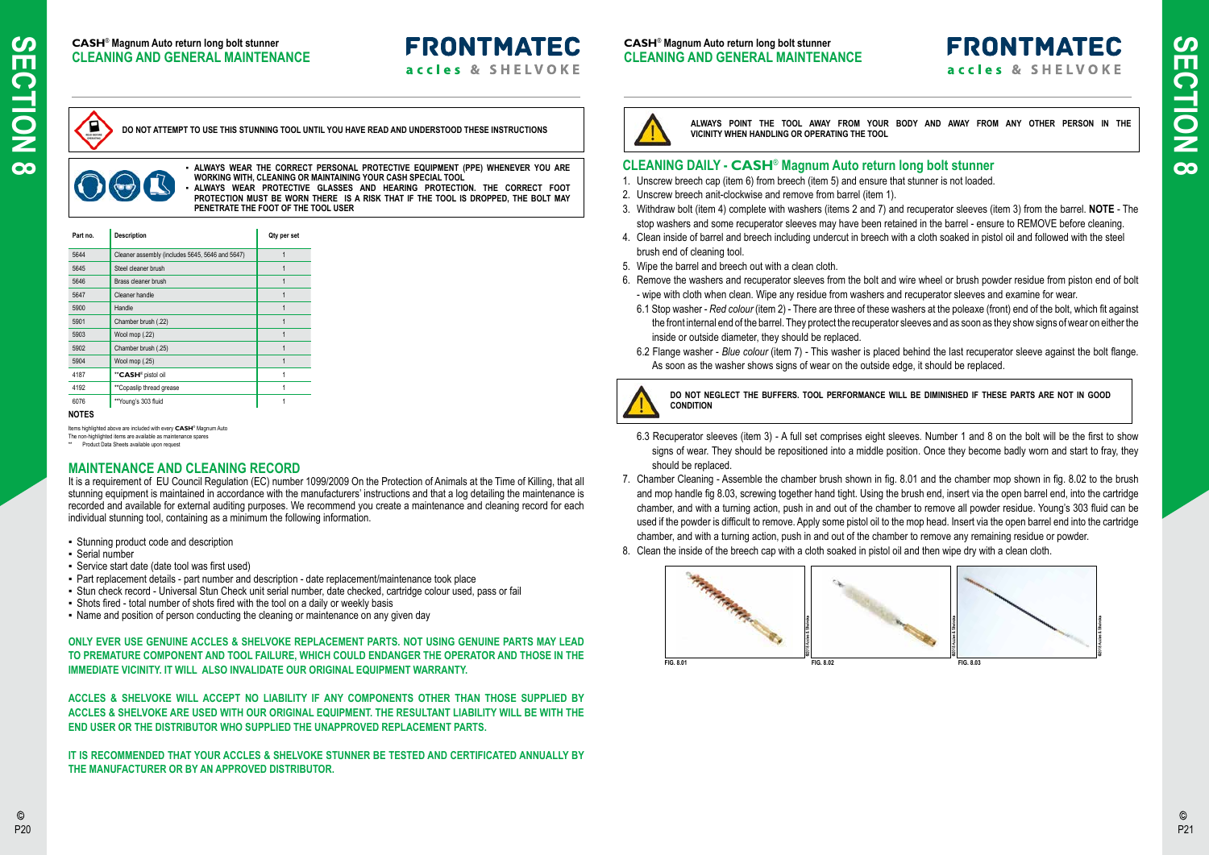**CASH® Magnum Auto return long bolt stunner**
## CLEANING AND GENERAL MAINTENANCE

**DO NOT ATTEMPT TO USE THIS STUNNING TOOL UNTIL YOU HAVE READ AND UNDERSTOOD THESE INSTRUCTIONS**

- **ALWAYS WEAR THE CORRECT PERSONAL PROTECTIVE EQUIPMENT (PPE) WHENEVER YOU ARE WORKING WITH, CLEANING OR MAINTAINING YOUR CASH SPECIAL TOOL**
- **ALWAYS WEAR PROTECTIVE GLASSES AND HEARING PROTECTION. THE CORRECT FOOT PROTECTION MUST BE WORN THERE IS A RISK THAT IF THE TOOL IS DROPPED, THE BOLT MAY PENETRATE THE FOOT OF THE TOOL USER**

| Part no. | Description | Qty per set |
|---|---|---|
| 5644 | Cleaner assembly (includes 5645, 5646 and 5647) | 1 |
| 5645 | Steel cleaner brush | 1 |
| 5646 | Brass cleaner brush | 1 |
| 5647 | Cleaner handle | 1 |
| 5900 | Handle | 1 |
| 5901 | Chamber brush (.22) | 1 |
| 5903 | Wool mop (.22) | 1 |
| 5902 | Chamber brush (.25) | 1 |
| 5904 | Wool mop (.25) | 1 |
| 4187 | **CASH® pistol oil | 1 |
| 4192 | **Copaslip thread grease | 1 |
| 6076 | **Young's 303 fluid | 1 |

**NOTES**

Items highlighted above are included with every CASH® Magnum Auto
The non-highlighted items are available as maintenance spares
** Product Data Sheets available upon request

## MAINTENANCE AND CLEANING RECORD

It is a requirement of EU Council Regulation (EC) number 1099/2009 On the Protection of Animals at the Time of Killing, that all stunning equipment is maintained in accordance with the manufacturers' instructions and that a log detailing the maintenance is recorded and available for external auditing purposes. We recommend you create a maintenance and cleaning record for each individual stunning tool, containing as a minimum the following information.

- Stunning product code and description
- Serial number
- Service start date (date tool was first used)
- Part replacement details - part number and description - date replacement/maintenance took place
- Stun check record - Universal Stun Check unit serial number, date checked, cartridge colour used, pass or fail
- Shots fired - total number of shots fired with the tool on a daily or weekly basis
- Name and position of person conducting the cleaning or maintenance on any given day

**ONLY EVER USE GENUINE ACCLES & SHELVOKE REPLACEMENT PARTS. NOT USING GENUINE PARTS MAY LEAD TO PREMATURE COMPONENT AND TOOL FAILURE, WHICH COULD ENDANGER THE OPERATOR AND THOSE IN THE IMMEDIATE VICINITY. IT WILL ALSO INVALIDATE OUR ORIGINAL EQUIPMENT WARRANTY.**

**ACCLES & SHELVOKE WILL ACCEPT NO LIABILITY IF ANY COMPONENTS OTHER THAN THOSE SUPPLIED BY ACCLES & SHELVOKE ARE USED WITH OUR ORIGINAL EQUIPMENT. THE RESULTANT LIABILITY WILL BE WITH THE END USER OR THE DISTRIBUTOR WHO SUPPLIED THE UNAPPROVED REPLACEMENT PARTS.**

**IT IS RECOMMENDED THAT YOUR ACCLES & SHELVOKE STUNNER BE TESTED AND CERTIFICATED ANNUALLY BY THE MANUFACTURER OR BY AN APPROVED DISTRIBUTOR.**

**ALWAYS POINT THE TOOL AWAY FROM YOUR BODY AND AWAY FROM ANY OTHER PERSON IN THE VICINITY WHEN HANDLING OR OPERATING THE TOOL**

## CLEANING DAILY - CASH® Magnum Auto return long bolt stunner

1. Unscrew breech cap (item 6) from breech (item 5) and ensure that stunner is not loaded.
2. Unscrew breech anit-clockwise and remove from barrel (item 1).
3. Withdraw bolt (item 4) complete with washers (items 2 and 7) and recuperator sleeves (item 3) from the barrel. **NOTE** - The stop washers and some recuperator sleeves may have been retained in the barrel - ensure to REMOVE before cleaning.
4. Clean inside of barrel and breech including undercut in breech with a cloth soaked in pistol oil and followed with the steel brush end of cleaning tool.
5. Wipe the barrel and breech out with a clean cloth.
6. Remove the washers and recuperator sleeves from the bolt and wire wheel or brush powder residue from piston end of bolt - wipe with cloth when clean. Wipe any residue from washers and recuperator sleeves and examine for wear.
   6.1 Stop washer - *Red colour* (item 2) - There are three of these washers at the poleaxe (front) end of the bolt, which fit against the front internal end of the barrel. They protect the recuperator sleeves and as soon as they show signs of wear on either the inside or outside diameter, they should be replaced.
   6.2 Flange washer - *Blue colour* (item 7) - This washer is placed behind the last recuperator sleeve against the bolt flange. As soon as the washer shows signs of wear on the outside edge, it should be replaced.

   **DO NOT NEGLECT THE BUFFERS. TOOL PERFORMANCE WILL BE DIMINISHED IF THESE PARTS ARE NOT IN GOOD CONDITION**

   6.3 Recuperator sleeves (item 3) - A full set comprises eight sleeves. Number 1 and 8 on the bolt will be the first to show signs of wear. They should be repositioned into a middle position. Once they become badly worn and start to fray, they should be replaced.
7. Chamber Cleaning - Assemble the chamber brush shown in fig. 8.01 and the chamber mop shown in fig. 8.02 to the brush and mop handle fig 8.03, screwing together hand tight. Using the brush end, insert via the open barrel end, into the cartridge chamber, and with a turning action, push in and out of the chamber to remove all powder residue. Young's 303 fluid can be used if the powder is difficult to remove. Apply some pistol oil to the mop head. Insert via the open barrel end into the cartridge chamber, and with a turning action, push in and out of the chamber to remove any remaining residue or powder.
8. Clean the inside of the breech cap with a cloth soaked in pistol oil and then wipe dry with a clean cloth.

FIG. 8.01

FIG. 8.02

FIG. 8.03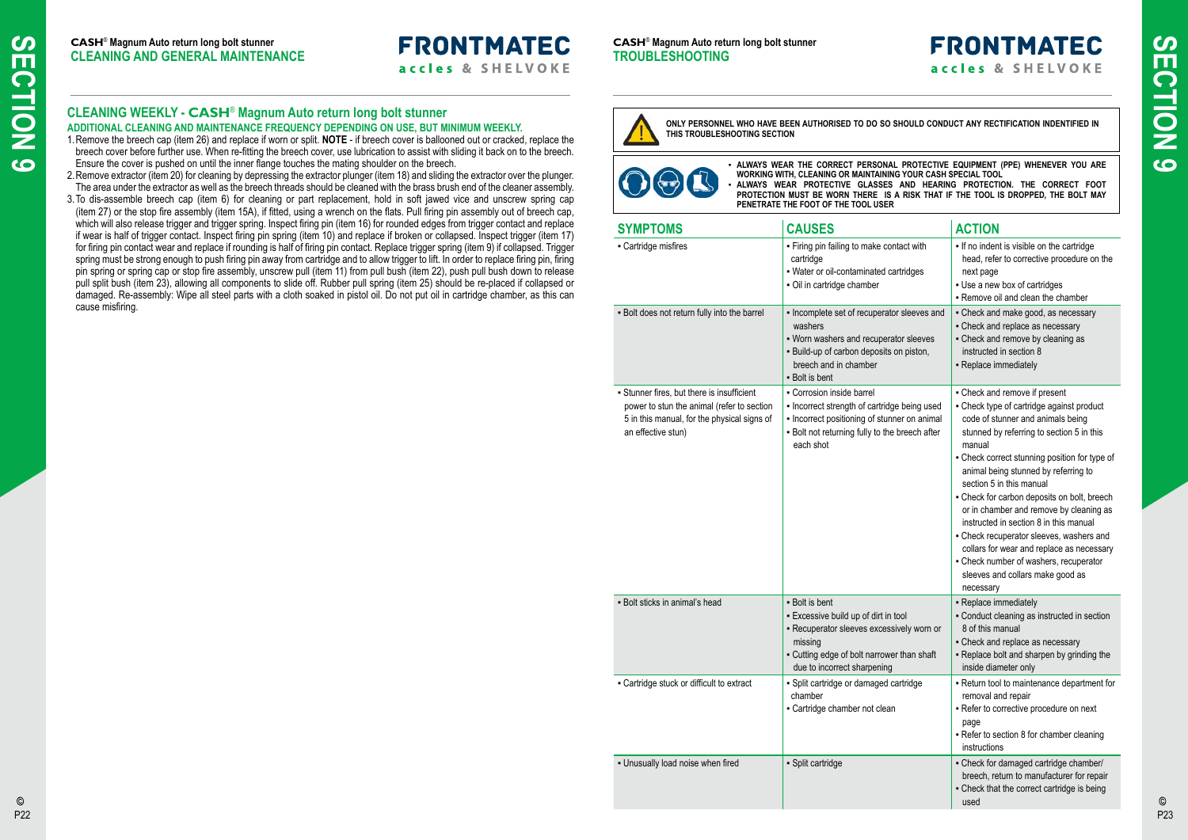## CASH® Magnum Auto return long bolt stunner
## CLEANING AND GENERAL MAINTENANCE

### CLEANING WEEKLY - CASH® Magnum Auto return long bolt stunner

**ADDITIONAL CLEANING AND MAINTENANCE FREQUENCY DEPENDING ON USE, BUT MINIMUM WEEKLY.**

1. Remove the breech cap (item 26) and replace if worn or split. **NOTE** - if breech cover is ballooned out or cracked, replace the breech cover before further use. When re-fitting the breech cover, use lubrication to assist with sliding it back on to the breech. Ensure the cover is pushed on until the inner flange touches the mating shoulder on the breech.
2. Remove extractor (item 20) for cleaning by depressing the extractor plunger (item 18) and sliding the extractor over the plunger. The area under the extractor as well as the breech threads should be cleaned with the brass brush end of the cleaner assembly.
3. To dis-assemble breech cap (item 6) for cleaning or part replacement, hold in soft jawed vice and unscrew spring cap (item 27) or the stop fire assembly (item 15A), if fitted, using a wrench on the flats. Pull firing pin assembly out of breech cap, which will also release trigger and trigger spring. Inspect firing pin (item 16) for rounded edges from trigger contact and replace if wear is half of trigger contact. Inspect firing pin spring (item 10) and replace if broken or collapsed. Inspect trigger (item 17) for firing pin contact wear and replace if rounding is half of firing pin contact. Replace trigger spring (item 9) if collapsed. Trigger spring must be strong enough to push firing pin away from cartridge and to allow trigger to lift. In order to replace firing pin, firing pin spring or spring cap or stop fire assembly, unscrew pull (item 11) from pull bush (item 22), push pull bush down to release pull split bush (item 23), allowing all components to slide off. Rubber pull spring (item 25) should be re-placed if collapsed or damaged. Re-assembly: Wipe all steel parts with a cloth soaked in pistol oil. Do not put oil in cartridge chamber, as this can cause misfiring.

## CASH® Magnum Auto return long bolt stunner
## TROUBLESHOOTING

**ONLY PERSONNEL WHO HAVE BEEN AUTHORISED TO DO SO SHOULD CONDUCT ANY RECTIFICATION INDENTIFIED IN THIS TROUBLESHOOTING SECTION**

- **ALWAYS WEAR THE CORRECT PERSONAL PROTECTIVE EQUIPMENT (PPE) WHENEVER YOU ARE WORKING WITH, CLEANING OR MAINTAINING YOUR CASH SPECIAL TOOL**
- **ALWAYS WEAR PROTECTIVE GLASSES AND HEARING PROTECTION. THE CORRECT FOOT PROTECTION MUST BE WORN THERE IS A RISK THAT IF THE TOOL IS DROPPED, THE BOLT MAY PENETRATE THE FOOT OF THE TOOL USER**

| SYMPTOMS | CAUSES | ACTION |
|---|---|---|
| • Cartridge misfires | • Firing pin failing to make contact with cartridge<br>• Water or oil-contaminated cartridges<br>• Oil in cartridge chamber | • If no indent is visible on the cartridge head, refer to corrective procedure on the next page<br>• Use a new box of cartridges<br>• Remove oil and clean the chamber |
| • Bolt does not return fully into the barrel | • Incomplete set of recuperator sleeves and washers<br>• Worn washers and recuperator sleeves<br>• Build-up of carbon deposits on piston, breech and in chamber<br>• Bolt is bent | • Check and make good, as necessary<br>• Check and replace as necessary<br>• Check and remove by cleaning as instructed in section 8<br>• Replace immediately |
| • Stunner fires, but there is insufficient power to stun the animal (refer to section 5 in this manual, for the physical signs of an effective stun) | • Corrosion inside barrel<br>• Incorrect strength of cartridge being used<br>• Incorrect positioning of stunner on animal<br>• Bolt not returning fully to the breech after each shot | • Check and remove if present<br>• Check type of cartridge against product code of stunner and animals being stunned by referring to section 5 in this manual<br>• Check correct stunning position for type of animal being stunned by referring to section 5 in this manual<br>• Check for carbon deposits on bolt, breech or in chamber and remove by cleaning as instructed in section 8 in this manual<br>• Check recuperator sleeves, washers and collars for wear and replace as necessary<br>• Check number of washers, recuperator sleeves and collars make good as necessary |
| • Bolt sticks in animal's head | • Bolt is bent<br>• Excessive build up of dirt in tool<br>• Recuperator sleeves excessively worn or missing<br>• Cutting edge of bolt narrower than shaft due to incorrect sharpening | • Replace immediately<br>• Conduct cleaning as instructed in section 8 of this manual<br>• Check and replace as necessary<br>• Replace bolt and sharpen by grinding the inside diameter only |
| • Cartridge stuck or difficult to extract | • Split cartridge or damaged cartridge chamber<br>• Cartridge chamber not clean | • Return tool to maintenance department for removal and repair<br>• Refer to corrective procedure on next page<br>• Refer to section 8 for chamber cleaning instructions |
| • Unusually load noise when fired | • Split cartridge | • Check for damaged cartridge chamber/ breech, return to manufacturer for repair<br>• Check that the correct cartridge is being used |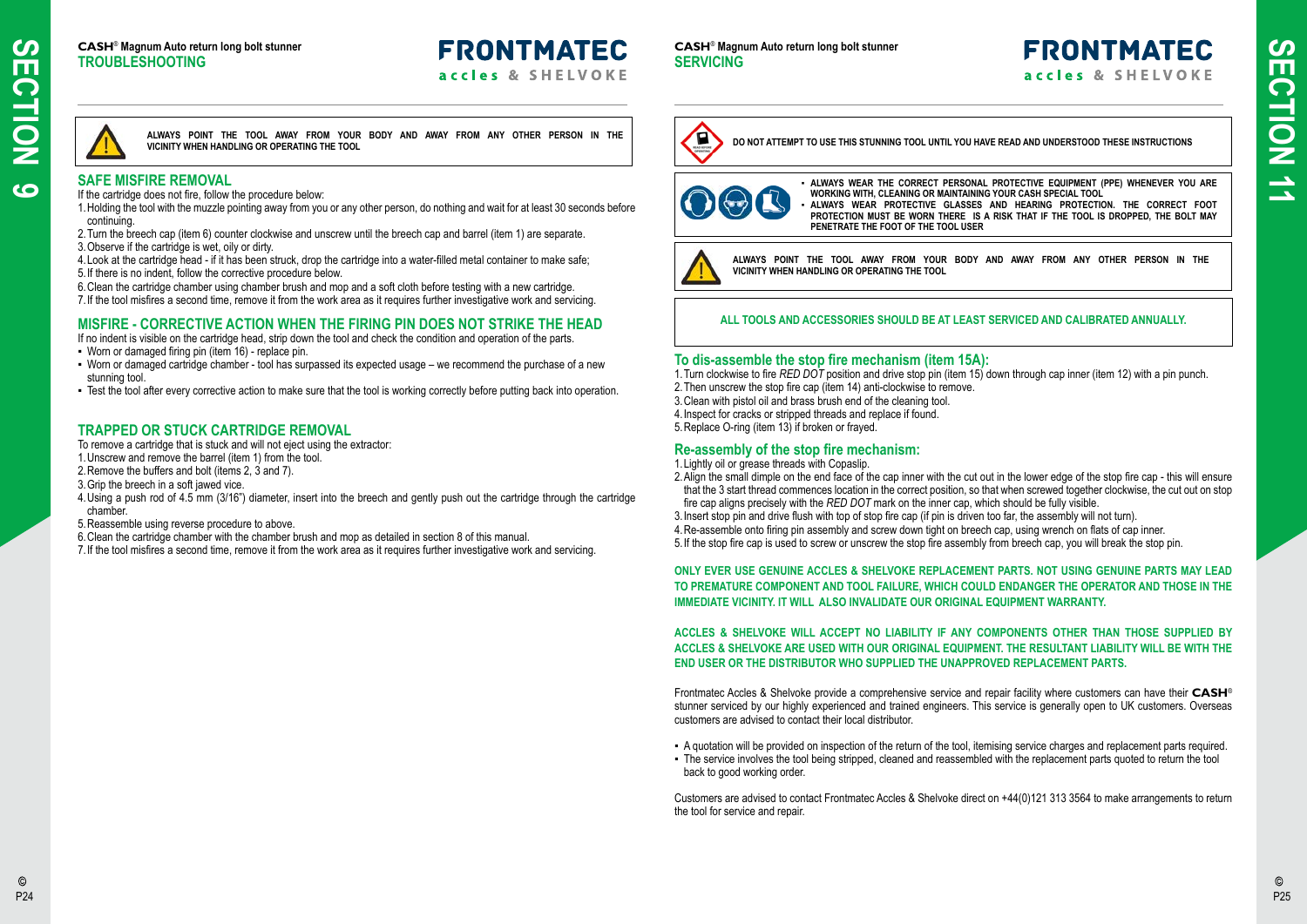**CASH® Magnum Auto return long bolt stunner**
**TROUBLESHOOTING**

**SECTION 9**

ALWAYS POINT THE TOOL AWAY FROM YOUR BODY AND AWAY FROM ANY OTHER PERSON IN THE VICINITY WHEN HANDLING OR OPERATING THE TOOL

## SAFE MISFIRE REMOVAL

If the cartridge does not fire, follow the procedure below:

1. Holding the tool with the muzzle pointing away from you or any other person, do nothing and wait for at least 30 seconds before continuing.
2. Turn the breech cap (item 6) counter clockwise and unscrew until the breech cap and barrel (item 1) are separate.
3. Observe if the cartridge is wet, oily or dirty.
4. Look at the cartridge head - if it has been struck, drop the cartridge into a water-filled metal container to make safe;
5. If there is no indent, follow the corrective procedure below.
6. Clean the cartridge chamber using chamber brush and mop and a soft cloth before testing with a new cartridge.
7. If the tool misfires a second time, remove it from the work area as it requires further investigative work and servicing.

## MISFIRE - CORRECTIVE ACTION WHEN THE FIRING PIN DOES NOT STRIKE THE HEAD

If no indent is visible on the cartridge head, strip down the tool and check the condition and operation of the parts.

- Worn or damaged firing pin (item 16) - replace pin.
- Worn or damaged cartridge chamber - tool has surpassed its expected usage – we recommend the purchase of a new stunning tool.
- Test the tool after every corrective action to make sure that the tool is working correctly before putting back into operation.

## TRAPPED OR STUCK CARTRIDGE REMOVAL

To remove a cartridge that is stuck and will not eject using the extractor:

1. Unscrew and remove the barrel (item 1) from the tool.
2. Remove the buffers and bolt (items 2, 3 and 7).
3. Grip the breech in a soft jawed vice.
4. Using a push rod of 4.5 mm (3/16") diameter, insert into the breech and gently push out the cartridge through the cartridge chamber.
5. Reassemble using reverse procedure to above.
6. Clean the cartridge chamber with the chamber brush and mop as detailed in section 8 of this manual.
7. If the tool misfires a second time, remove it from the work area as it requires further investigative work and servicing.

**CASH® Magnum Auto return long bolt stunner**
**SERVICING**

**SECTION 11**

DO NOT ATTEMPT TO USE THIS STUNNING TOOL UNTIL YOU HAVE READ AND UNDERSTOOD THESE INSTRUCTIONS

- ALWAYS WEAR THE CORRECT PERSONAL PROTECTIVE EQUIPMENT (PPE) WHENEVER YOU ARE WORKING WITH, CLEANING OR MAINTAINING YOUR CASH SPECIAL TOOL
- ALWAYS WEAR PROTECTIVE GLASSES AND HEARING PROTECTION. THE CORRECT FOOT PROTECTION MUST BE WORN THERE IS A RISK THAT IF THE TOOL IS DROPPED, THE BOLT MAY PENETRATE THE FOOT OF THE TOOL USER

ALWAYS POINT THE TOOL AWAY FROM YOUR BODY AND AWAY FROM ANY OTHER PERSON IN THE VICINITY WHEN HANDLING OR OPERATING THE TOOL

**ALL TOOLS AND ACCESSORIES SHOULD BE AT LEAST SERVICED AND CALIBRATED ANNUALLY.**

## To dis-assemble the stop fire mechanism (item 15A):

1. Turn clockwise to fire *RED DOT* position and drive stop pin (item 15) down through cap inner (item 12) with a pin punch.
2. Then unscrew the stop fire cap (item 14) anti-clockwise to remove.
3. Clean with pistol oil and brass brush end of the cleaning tool.
4. Inspect for cracks or stripped threads and replace if found.
5. Replace O-ring (item 13) if broken or frayed.

## Re-assembly of the stop fire mechanism:

1. Lightly oil or grease threads with Copaslip.
2. Align the small dimple on the end face of the cap inner with the cut out in the lower edge of the stop fire cap - this will ensure that the 3 start thread commences location in the correct position, so that when screwed together clockwise, the cut out on stop fire cap aligns precisely with the *RED DOT* mark on the inner cap, which should be fully visible.
3. Insert stop pin and drive flush with top of stop fire cap (if pin is driven too far, the assembly will not turn).
4. Re-assemble onto firing pin assembly and screw down tight on breech cap, using wrench on flats of cap inner.
5. If the stop fire cap is used to screw or unscrew the stop fire assembly from breech cap, you will break the stop pin.

**ONLY EVER USE GENUINE ACCLES & SHELVOKE REPLACEMENT PARTS. NOT USING GENUINE PARTS MAY LEAD TO PREMATURE COMPONENT AND TOOL FAILURE, WHICH COULD ENDANGER THE OPERATOR AND THOSE IN THE IMMEDIATE VICINITY. IT WILL ALSO INVALIDATE OUR ORIGINAL EQUIPMENT WARRANTY.**

**ACCLES & SHELVOKE WILL ACCEPT NO LIABILITY IF ANY COMPONENTS OTHER THAN THOSE SUPPLIED BY ACCLES & SHELVOKE ARE USED WITH OUR ORIGINAL EQUIPMENT. THE RESULTANT LIABILITY WILL BE WITH THE END USER OR THE DISTRIBUTOR WHO SUPPLIED THE UNAPPROVED REPLACEMENT PARTS.**

Frontmatec Accles & Shelvoke provide a comprehensive service and repair facility where customers can have their **CASH®** stunner serviced by our highly experienced and trained engineers. This service is generally open to UK customers. Overseas customers are advised to contact their local distributor.

- A quotation will be provided on inspection of the return of the tool, itemising service charges and replacement parts required.
- The service involves the tool being stripped, cleaned and reassembled with the replacement parts quoted to return the tool back to good working order.

Customers are advised to contact Frontmatec Accles & Shelvoke direct on +44(0)121 313 3564 to make arrangements to return the tool for service and repair.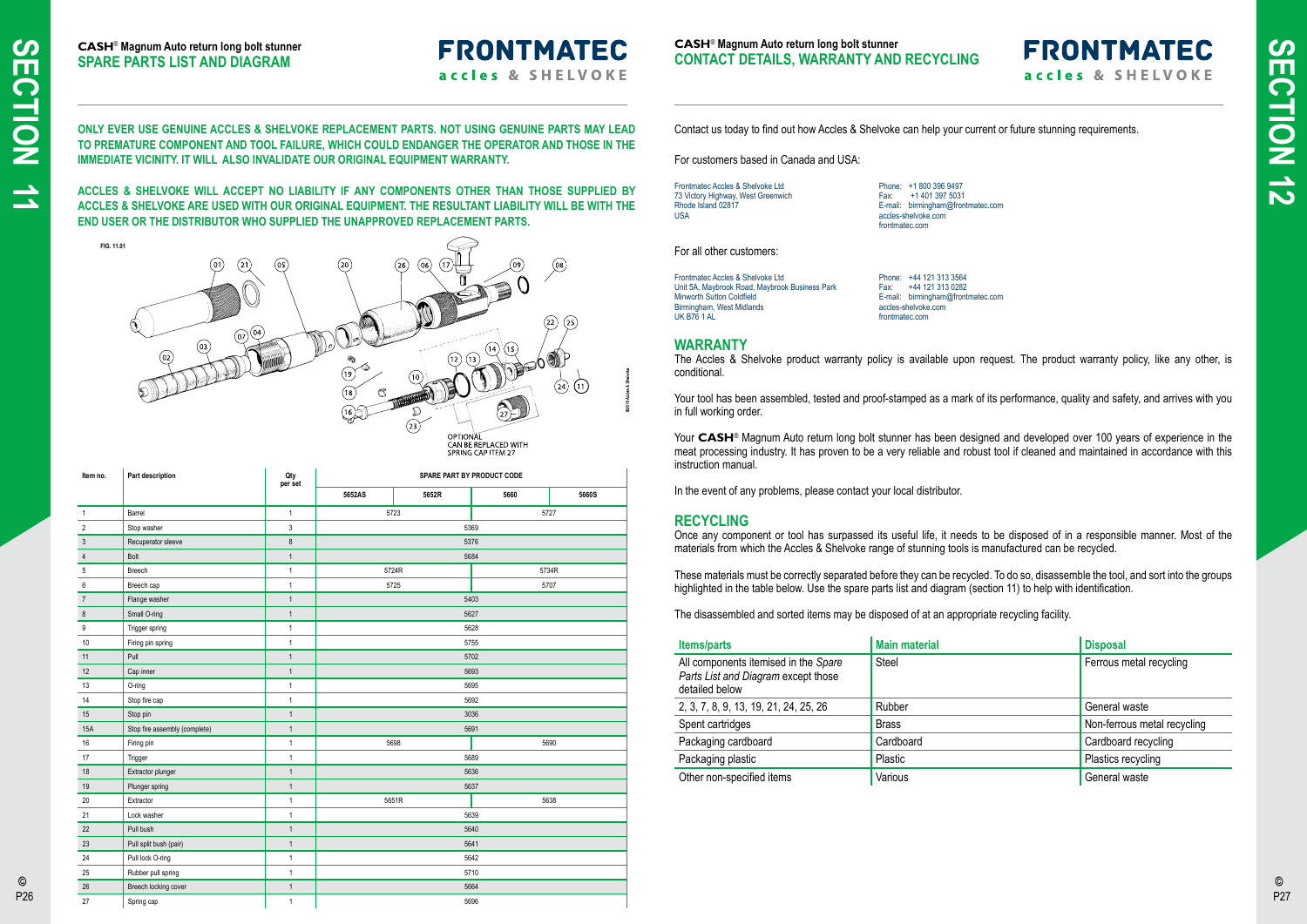# SECTION 11

**CASH® Magnum Auto return long bolt stunner**
## SPARE PARTS LIST AND DIAGRAM

**ONLY EVER USE GENUINE ACCLES & SHELVOKE REPLACEMENT PARTS. NOT USING GENUINE PARTS MAY LEAD TO PREMATURE COMPONENT AND TOOL FAILURE, WHICH COULD ENDANGER THE OPERATOR AND THOSE IN THE IMMEDIATE VICINITY. IT WILL ALSO INVALIDATE OUR ORIGINAL EQUIPMENT WARRANTY.**

**ACCLES & SHELVOKE WILL ACCEPT NO LIABILITY IF ANY COMPONENTS OTHER THAN THOSE SUPPLIED BY ACCLES & SHELVOKE ARE USED WITH OUR ORIGINAL EQUIPMENT. THE RESULTANT LIABILITY WILL BE WITH THE END USER OR THE DISTRIBUTOR WHO SUPPLIED THE UNAPPROVED REPLACEMENT PARTS.**

FIG. 11.01

OPTIONAL CAN BE REPLACED WITH SPRING CAP ITEM 27

| Item no. | Part description | Qty per set | SPARE PART BY PRODUCT CODE | | | |
|---|---|---|---|---|---|---|
| | | | 5652AS | 5652R | 5660 | 5660S |
| 1 | Barrel | 1 | 5723 | | 5727 | |
| 2 | Stop washer | 3 | 5369 | | | |
| 3 | Recuperator sleeve | 8 | 5376 | | | |
| 4 | Bolt | 1 | 5684 | | | |
| 5 | Breech | 1 | 5724R | | 5734R | |
| 6 | Breech cap | 1 | 5725 | | 5707 | |
| 7 | Flange washer | 1 | 5403 | | | |
| 8 | Small O-ring | 1 | 5627 | | | |
| 9 | Trigger spring | 1 | 5628 | | | |
| 10 | Firing pin spring | 1 | 5755 | | | |
| 11 | Pull | 1 | 5702 | | | |
| 12 | Cap inner | 1 | 5693 | | | |
| 13 | O-ring | 1 | 5695 | | | |
| 14 | Stop fire cap | 1 | 5692 | | | |
| 15 | Stop pin | 1 | 3036 | | | |
| 15A | Stop fire assembly (complete) | 1 | 5691 | | | |
| 16 | Firing pin | 1 | 5698 | | 5690 | |
| 17 | Trigger | 1 | 5689 | | | |
| 18 | Extractor plunger | 1 | 5636 | | | |
| 19 | Plunger spring | 1 | 5637 | | | |
| 20 | Extractor | 1 | 5651R | | 5638 | |
| 21 | Lock washer | 1 | 5639 | | | |
| 22 | Pull bush | 1 | 5640 | | | |
| 23 | Pull split bush (pair) | 1 | 5641 | | | |
| 24 | Pull lock O-ring | 1 | 5642 | | | |
| 25 | Rubber pull spring | 1 | 5710 | | | |
| 26 | Breech locking cover | 1 | 5664 | | | |
| 27 | Spring cap | 1 | 5696 | | | |

# SECTION 12

**CASH® Magnum Auto return long bolt stunner**
## CONTACT DETAILS, WARRANTY AND RECYCLING

Contact us today to find out how Accles & Shelvoke can help your current or future stunning requirements.

For customers based in Canada and USA:

Frontmatec Accles & Shelvoke Ltd
73 Victory Highway, West Greenwich
Rhode Island 02817
USA

Phone: +1 800 396 9497
Fax: +1 401 397 5031
E-mail: birmingham@frontmatec.com
accles-shelvoke.com
frontmatec.com

For all other customers:

Frontmatec Accles & Shelvoke Ltd
Unit 5A, Maybrook Road, Maybrook Business Park
Minworth Sutton Coldfield
Birmingham, West Midlands
UK B76 1AL

Phone: +44 121 313 3564
Fax: +44 121 313 0282
E-mail: birmingham@frontmatec.com
accles-shelvoke.com
frontmatec.com

## WARRANTY

The Accles & Shelvoke product warranty policy is available upon request. The product warranty policy, like any other, is conditional.

Your tool has been assembled, tested and proof-stamped as a mark of its performance, quality and safety, and arrives with you in full working order.

Your **CASH**® Magnum Auto return long bolt stunner has been designed and developed over 100 years of experience in the meat processing industry. It has proven to be a very reliable and robust tool if cleaned and maintained in accordance with this instruction manual.

In the event of any problems, please contact your local distributor.

## RECYCLING

Once any component or tool has surpassed its useful life, it needs to be disposed of in a responsible manner. Most of the materials from which the Accles & Shelvoke range of stunning tools is manufactured can be recycled.

These materials must be correctly separated before they can be recycled. To do so, disassemble the tool, and sort into the groups highlighted in the table below. Use the spare parts list and diagram (section 11) to help with identification.

The disassembled and sorted items may be disposed of at an appropriate recycling facility.

| Items/parts | Main material | Disposal |
|---|---|---|
| All components itemised in the *Spare Parts List and Diagram* except those detailed below | Steel | Ferrous metal recycling |
| 2, 3, 7, 8, 9, 13, 19, 21, 24, 25, 26 | Rubber | General waste |
| Spent cartridges | Brass | Non-ferrous metal recycling |
| Packaging cardboard | Cardboard | Cardboard recycling |
| Packaging plastic | Plastic | Plastics recycling |
| Other non-specified items | Various | General waste |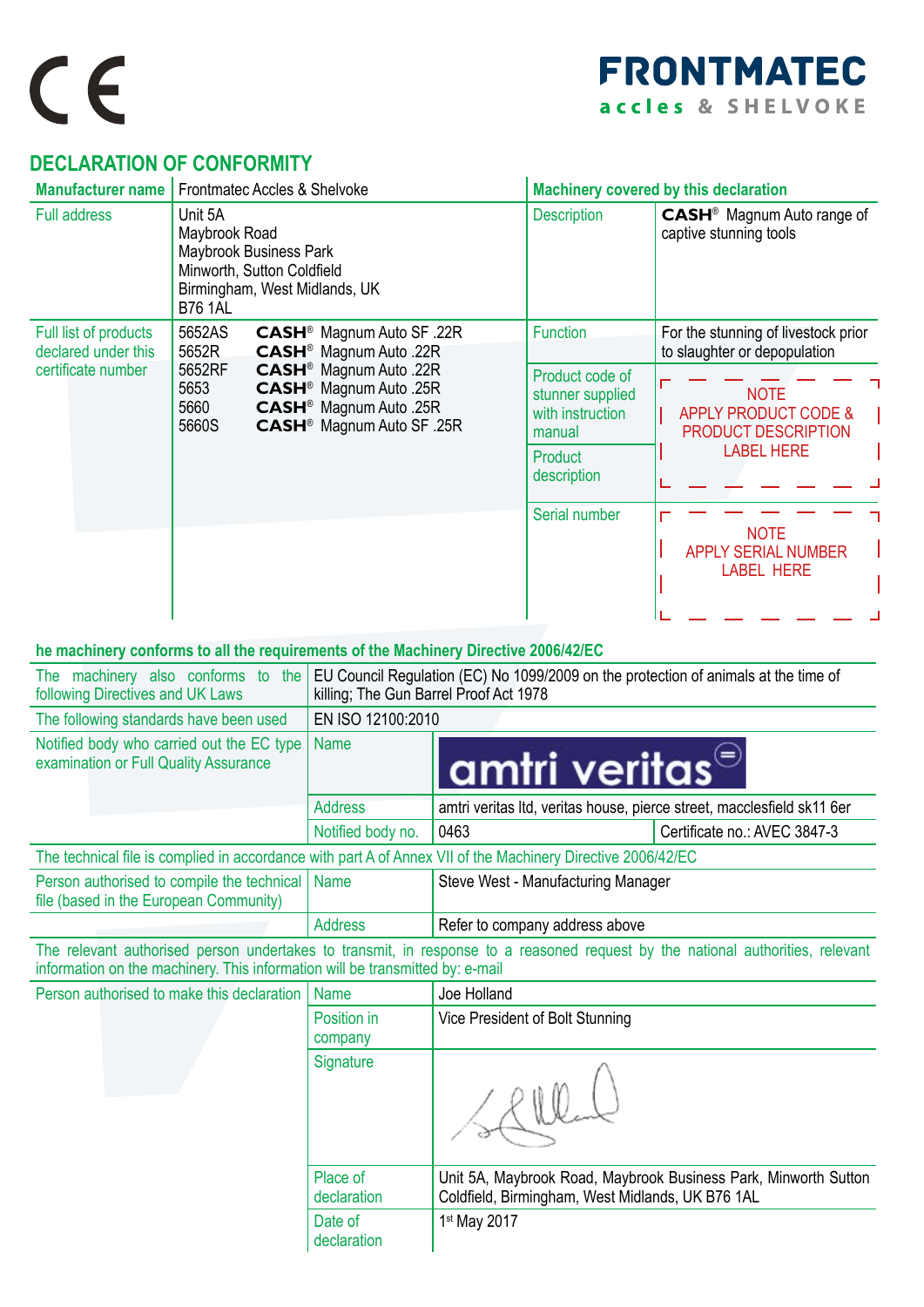CE

FRONTMATEC
accles & SHELVOKE

## DECLARATION OF CONFORMITY

| | | | |
|---|---|---|---|
| **Manufacturer name** | Frontmatec Accles & Shelvoke | **Machinery covered by this declaration** | |
| Full address | Unit 5A<br>Maybrook Road<br>Maybrook Business Park<br>Minworth, Sutton Coldfield<br>Birmingham, West Midlands, UK<br>B76 1AL | Description | **CASH**® Magnum Auto range of captive stunning tools |
| Full list of products declared under this certificate number | 5652AS **CASH**® Magnum Auto SF .22R<br>5652R **CASH**® Magnum Auto .22R<br>5652RF **CASH**® Magnum Auto .22R<br>5653 **CASH**® Magnum Auto .25R<br>5660 **CASH**® Magnum Auto .25R<br>5660S **CASH**® Magnum Auto SF .25R | Function | For the stunning of livestock prior to slaughter or depopulation |
| | | Product code of stunner supplied with instruction manual | NOTE<br>APPLY PRODUCT CODE & PRODUCT DESCRIPTION LABEL HERE |
| | | Product description | |
| | | Serial number | NOTE<br>APPLY SERIAL NUMBER LABEL HERE |

**he machinery conforms to all the requirements of the Machinery Directive 2006/42/EC**

| | | |
|---|---|---|
| The machinery also conforms to the following Directives and UK Laws | EU Council Regulation (EC) No 1099/2009 on the protection of animals at the time of killing; The Gun Barrel Proof Act 1978 | |
| The following standards have been used | EN ISO 12100:2010 | |
| Notified body who carried out the EC type examination or Full Quality Assurance | Name | amtri veritas |
| | Address | amtri veritas ltd, veritas house, pierce street, macclesfield sk11 6er |
| | Notified body no. | 0463 — Certificate no.: AVEC 3847-3 |

The technical file is complied in accordance with part A of Annex VII of the Machinery Directive 2006/42/EC

| | | |
|---|---|---|
| Person authorised to compile the technical file (based in the European Community) | Name | Steve West - Manufacturing Manager |
| | Address | Refer to company address above |

The relevant authorised person undertakes to transmit, in response to a reasoned request by the national authorities, relevant information on the machinery. This information will be transmitted by: e-mail

| | | |
|---|---|---|
| Person authorised to make this declaration | Name | Joe Holland |
| | Position in company | Vice President of Bolt Stunning |
| | Signature | |
| | Place of declaration | Unit 5A, Maybrook Road, Maybrook Business Park, Minworth Sutton Coldfield, Birmingham, West Midlands, UK B76 1AL |
| | Date of declaration | 1st May 2017 |